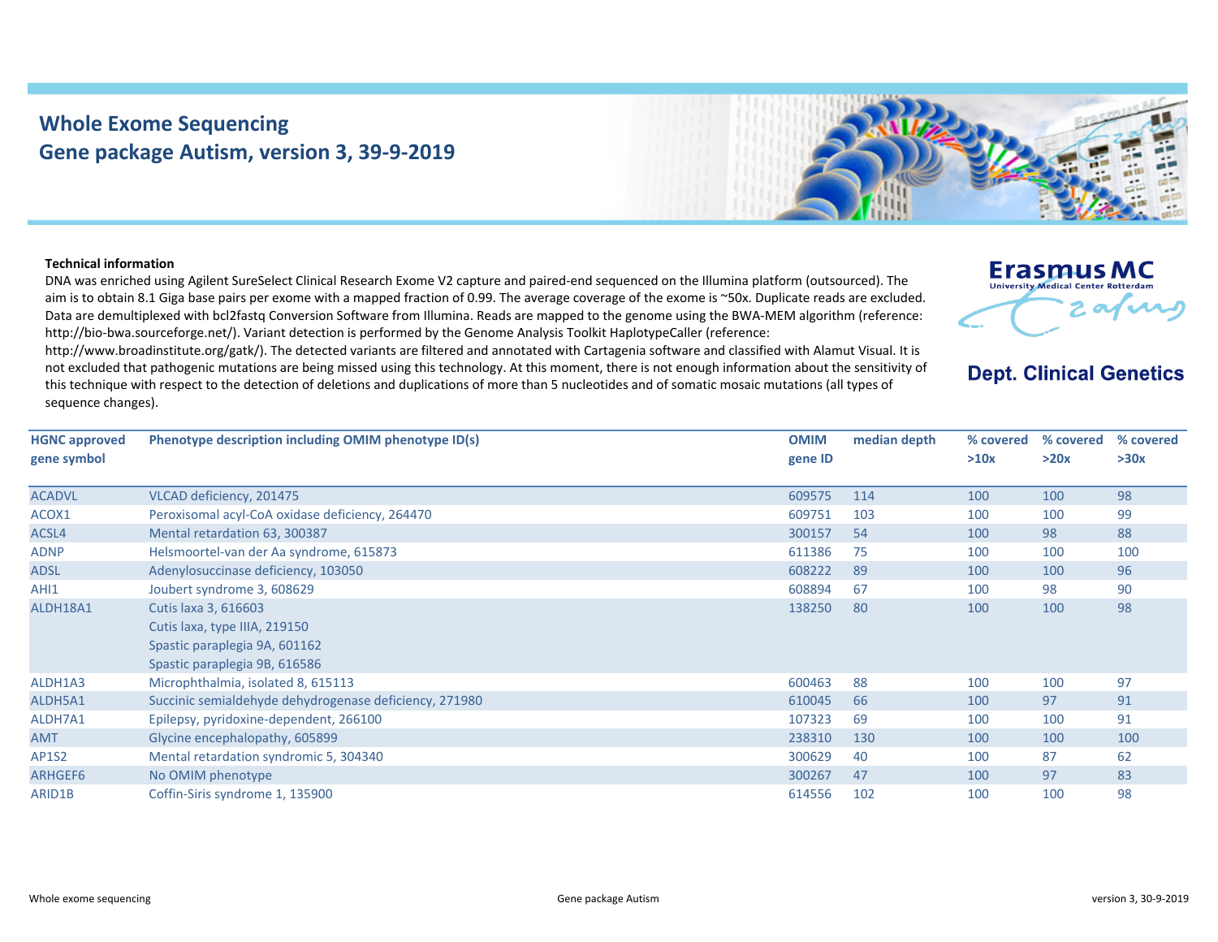# Whole Exome Sequencing
## Gene package Autism, version 3, 39-9-2019

Erasmus MC
University Medical Center Rotterdam

**Dept. Clinical Genetics**

**Technical information**

DNA was enriched using Agilent SureSelect Clinical Research Exome V2 capture and paired-end sequenced on the Illumina platform (outsourced). The aim is to obtain 8.1 Giga base pairs per exome with a mapped fraction of 0.99. The average coverage of the exome is ~50x. Duplicate reads are excluded. Data are demultiplexed with bcl2fastq Conversion Software from Illumina. Reads are mapped to the genome using the BWA-MEM algorithm (reference: http://bio-bwa.sourceforge.net/). Variant detection is performed by the Genome Analysis Toolkit HaplotypeCaller (reference: http://www.broadinstitute.org/gatk/). The detected variants are filtered and annotated with Cartagenia software and classified with Alamut Visual. It is not excluded that pathogenic mutations are being missed using this technology. At this moment, there is not enough information about the sensitivity of this technique with respect to the detection of deletions and duplications of more than 5 nucleotides and of somatic mosaic mutations (all types of sequence changes).

| HGNC approved gene symbol | Phenotype description including OMIM phenotype ID(s) | OMIM gene ID | median depth | % covered >10x | % covered >20x | % covered >30x |
|---|---|---|---|---|---|---|
| ACADVL | VLCAD deficiency, 201475 | 609575 | 114 | 100 | 100 | 98 |
| ACOX1 | Peroxisomal acyl-CoA oxidase deficiency, 264470 | 609751 | 103 | 100 | 100 | 99 |
| ACSL4 | Mental retardation 63, 300387 | 300157 | 54 | 100 | 98 | 88 |
| ADNP | Helsmoortel-van der Aa syndrome, 615873 | 611386 | 75 | 100 | 100 | 100 |
| ADSL | Adenylosuccinase deficiency, 103050 | 608222 | 89 | 100 | 100 | 96 |
| AHI1 | Joubert syndrome 3, 608629 | 608894 | 67 | 100 | 98 | 90 |
| ALDH18A1 | Cutis laxa 3, 616603<br>Cutis laxa, type IIIA, 219150<br>Spastic paraplegia 9A, 601162<br>Spastic paraplegia 9B, 616586 | 138250 | 80 | 100 | 100 | 98 |
| ALDH1A3 | Microphthalmia, isolated 8, 615113 | 600463 | 88 | 100 | 100 | 97 |
| ALDH5A1 | Succinic semialdehyde dehydrogenase deficiency, 271980 | 610045 | 66 | 100 | 97 | 91 |
| ALDH7A1 | Epilepsy, pyridoxine-dependent, 266100 | 107323 | 69 | 100 | 100 | 91 |
| AMT | Glycine encephalopathy, 605899 | 238310 | 130 | 100 | 100 | 100 |
| AP1S2 | Mental retardation syndromic 5, 304340 | 300629 | 40 | 100 | 87 | 62 |
| ARHGEF6 | No OMIM phenotype | 300267 | 47 | 100 | 97 | 83 |
| ARID1B | Coffin-Siris syndrome 1, 135900 | 614556 | 102 | 100 | 100 | 98 |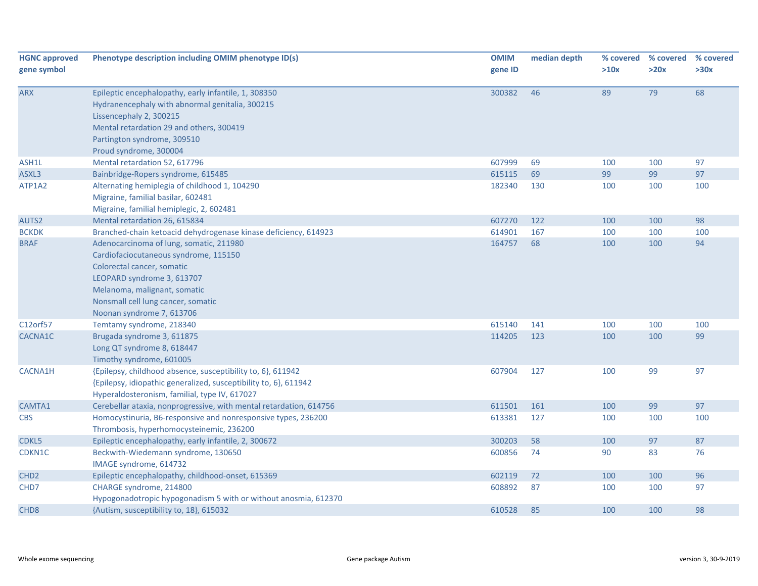| HGNC approved gene symbol | Phenotype description including OMIM phenotype ID(s) | OMIM gene ID | median depth | % covered >10x | % covered >20x | % covered >30x |
|---|---|---|---|---|---|---|
| ARX | Epileptic encephalopathy, early infantile, 1, 308350<br>Hydranencephaly with abnormal genitalia, 300215<br>Lissencephaly 2, 300215<br>Mental retardation 29 and others, 300419<br>Partington syndrome, 309510<br>Proud syndrome, 300004 | 300382 | 46 | 89 | 79 | 68 |
| ASH1L | Mental retardation 52, 617796 | 607999 | 69 | 100 | 100 | 97 |
| ASXL3 | Bainbridge-Ropers syndrome, 615485 | 615115 | 69 | 99 | 99 | 97 |
| ATP1A2 | Alternating hemiplegia of childhood 1, 104290<br>Migraine, familial basilar, 602481<br>Migraine, familial hemiplegic, 2, 602481 | 182340 | 130 | 100 | 100 | 100 |
| AUTS2 | Mental retardation 26, 615834 | 607270 | 122 | 100 | 100 | 98 |
| BCKDK | Branched-chain ketoacid dehydrogenase kinase deficiency, 614923 | 614901 | 167 | 100 | 100 | 100 |
| BRAF | Adenocarcinoma of lung, somatic, 211980<br>Cardiofaciocutaneous syndrome, 115150<br>Colorectal cancer, somatic<br>LEOPARD syndrome 3, 613707<br>Melanoma, malignant, somatic<br>Nonsmall cell lung cancer, somatic<br>Noonan syndrome 7, 613706 | 164757 | 68 | 100 | 100 | 94 |
| C12orf57 | Temtamy syndrome, 218340 | 615140 | 141 | 100 | 100 | 100 |
| CACNA1C | Brugada syndrome 3, 611875<br>Long QT syndrome 8, 618447<br>Timothy syndrome, 601005 | 114205 | 123 | 100 | 100 | 99 |
| CACNA1H | {Epilepsy, childhood absence, susceptibility to, 6}, 611942<br>{Epilepsy, idiopathic generalized, susceptibility to, 6}, 611942<br>Hyperaldosteronism, familial, type IV, 617027 | 607904 | 127 | 100 | 99 | 97 |
| CAMTA1 | Cerebellar ataxia, nonprogressive, with mental retardation, 614756 | 611501 | 161 | 100 | 99 | 97 |
| CBS | Homocystinuria, B6-responsive and nonresponsive types, 236200<br>Thrombosis, hyperhomocysteinemic, 236200 | 613381 | 127 | 100 | 100 | 100 |
| CDKL5 | Epileptic encephalopathy, early infantile, 2, 300672 | 300203 | 58 | 100 | 97 | 87 |
| CDKN1C | Beckwith-Wiedemann syndrome, 130650<br>IMAGE syndrome, 614732 | 600856 | 74 | 90 | 83 | 76 |
| CHD2 | Epileptic encephalopathy, childhood-onset, 615369 | 602119 | 72 | 100 | 100 | 96 |
| CHD7 | CHARGE syndrome, 214800<br>Hypogonadotropic hypogonadism 5 with or without anosmia, 612370 | 608892 | 87 | 100 | 100 | 97 |
| CHD8 | {Autism, susceptibility to, 18}, 615032 | 610528 | 85 | 100 | 100 | 98 |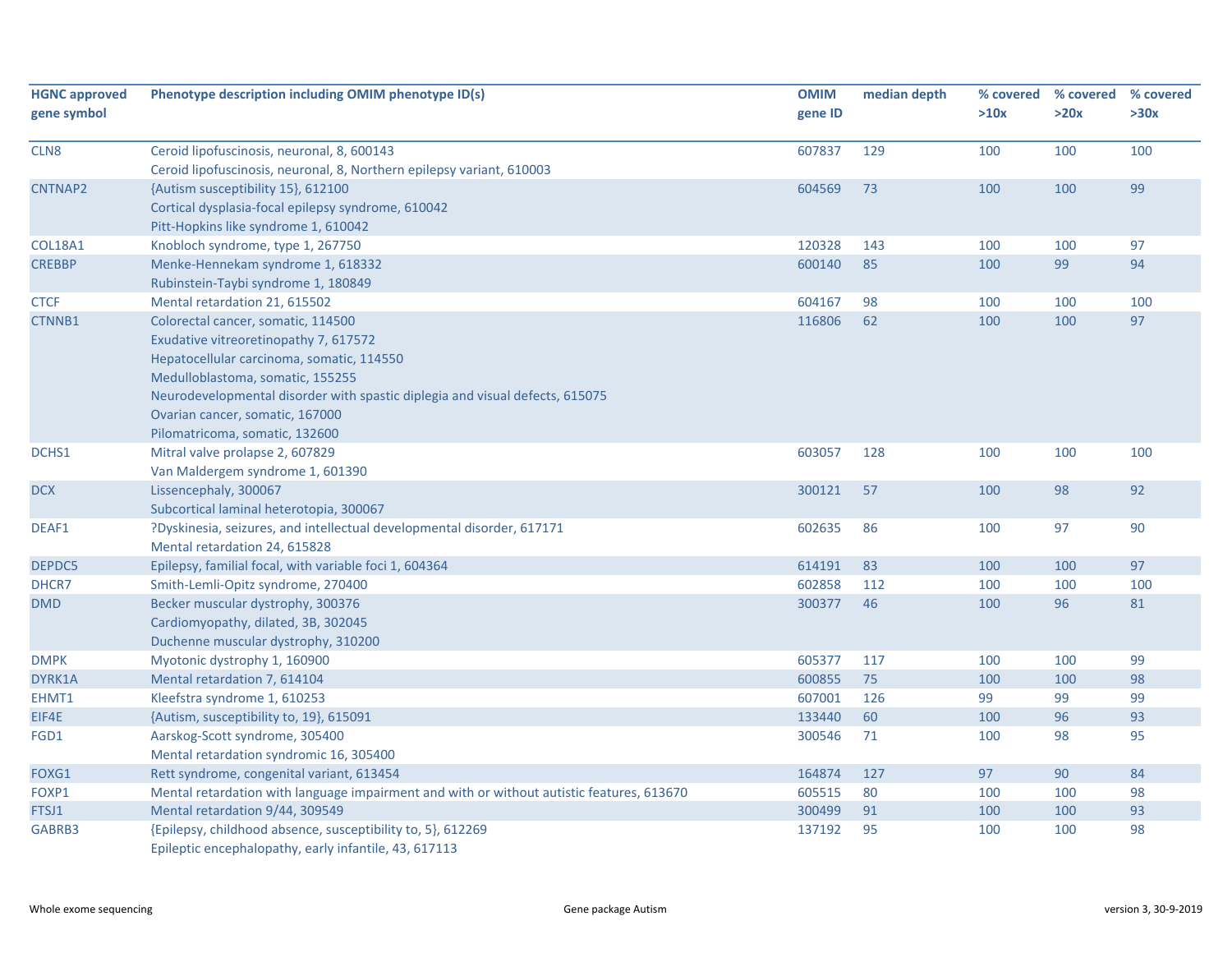| HGNC approved gene symbol | Phenotype description including OMIM phenotype ID(s) | OMIM gene ID | median depth | % covered >10x | % covered >20x | % covered >30x |
|---|---|---|---|---|---|---|
| CLN8 | Ceroid lipofuscinosis, neuronal, 8, 600143<br>Ceroid lipofuscinosis, neuronal, 8, Northern epilepsy variant, 610003 | 607837 | 129 | 100 | 100 | 100 |
| CNTNAP2 | {Autism susceptibility 15}, 612100<br>Cortical dysplasia-focal epilepsy syndrome, 610042<br>Pitt-Hopkins like syndrome 1, 610042 | 604569 | 73 | 100 | 100 | 99 |
| COL18A1 | Knobloch syndrome, type 1, 267750 | 120328 | 143 | 100 | 100 | 97 |
| CREBBP | Menke-Hennekam syndrome 1, 618332<br>Rubinstein-Taybi syndrome 1, 180849 | 600140 | 85 | 100 | 99 | 94 |
| CTCF | Mental retardation 21, 615502 | 604167 | 98 | 100 | 100 | 100 |
| CTNNB1 | Colorectal cancer, somatic, 114500<br>Exudative vitreoretinopathy 7, 617572<br>Hepatocellular carcinoma, somatic, 114550<br>Medulloblastoma, somatic, 155255<br>Neurodevelopmental disorder with spastic diplegia and visual defects, 615075<br>Ovarian cancer, somatic, 167000<br>Pilomatricoma, somatic, 132600 | 116806 | 62 | 100 | 100 | 97 |
| DCHS1 | Mitral valve prolapse 2, 607829<br>Van Maldergem syndrome 1, 601390 | 603057 | 128 | 100 | 100 | 100 |
| DCX | Lissencephaly, 300067<br>Subcortical laminal heterotopia, 300067 | 300121 | 57 | 100 | 98 | 92 |
| DEAF1 | ?Dyskinesia, seizures, and intellectual developmental disorder, 617171<br>Mental retardation 24, 615828 | 602635 | 86 | 100 | 97 | 90 |
| DEPDC5 | Epilepsy, familial focal, with variable foci 1, 604364 | 614191 | 83 | 100 | 100 | 97 |
| DHCR7 | Smith-Lemli-Opitz syndrome, 270400 | 602858 | 112 | 100 | 100 | 100 |
| DMD | Becker muscular dystrophy, 300376<br>Cardiomyopathy, dilated, 3B, 302045<br>Duchenne muscular dystrophy, 310200 | 300377 | 46 | 100 | 96 | 81 |
| DMPK | Myotonic dystrophy 1, 160900 | 605377 | 117 | 100 | 100 | 99 |
| DYRK1A | Mental retardation 7, 614104 | 600855 | 75 | 100 | 100 | 98 |
| EHMT1 | Kleefstra syndrome 1, 610253 | 607001 | 126 | 99 | 99 | 99 |
| EIF4E | {Autism, susceptibility to, 19}, 615091 | 133440 | 60 | 100 | 96 | 93 |
| FGD1 | Aarskog-Scott syndrome, 305400<br>Mental retardation syndromic 16, 305400 | 300546 | 71 | 100 | 98 | 95 |
| FOXG1 | Rett syndrome, congenital variant, 613454 | 164874 | 127 | 97 | 90 | 84 |
| FOXP1 | Mental retardation with language impairment and with or without autistic features, 613670 | 605515 | 80 | 100 | 100 | 98 |
| FTSJ1 | Mental retardation 9/44, 309549 | 300499 | 91 | 100 | 100 | 93 |
| GABRB3 | {Epilepsy, childhood absence, susceptibility to, 5}, 612269<br>Epileptic encephalopathy, early infantile, 43, 617113 | 137192 | 95 | 100 | 100 | 98 |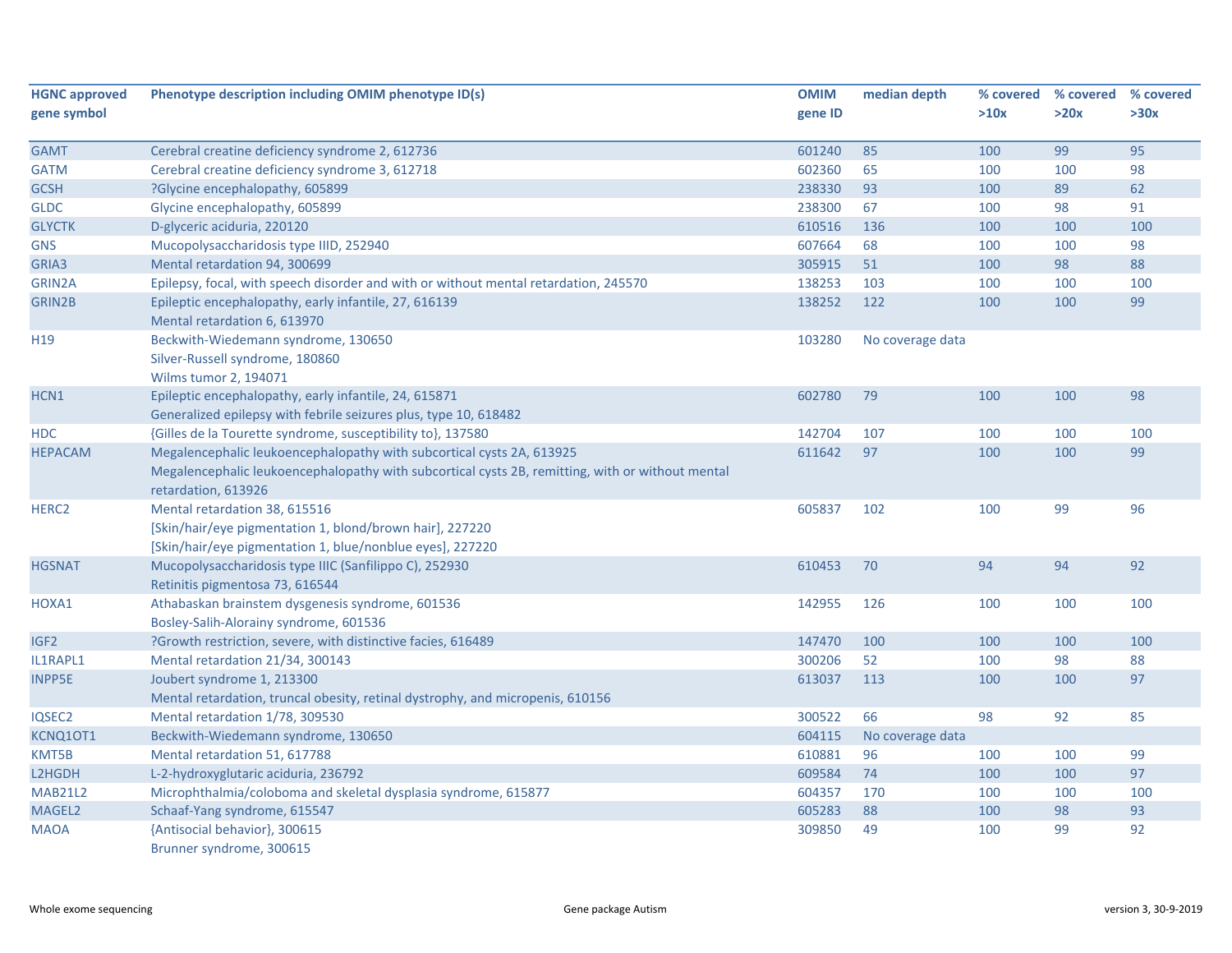| HGNC approved gene symbol | Phenotype description including OMIM phenotype ID(s) | OMIM gene ID | median depth | % covered >10x | % covered >20x | % covered >30x |
|---|---|---|---|---|---|---|
| GAMT | Cerebral creatine deficiency syndrome 2, 612736 | 601240 | 85 | 100 | 99 | 95 |
| GATM | Cerebral creatine deficiency syndrome 3, 612718 | 602360 | 65 | 100 | 100 | 98 |
| GCSH | ?Glycine encephalopathy, 605899 | 238330 | 93 | 100 | 89 | 62 |
| GLDC | Glycine encephalopathy, 605899 | 238300 | 67 | 100 | 98 | 91 |
| GLYCTK | D-glyceric aciduria, 220120 | 610516 | 136 | 100 | 100 | 100 |
| GNS | Mucopolysaccharidosis type IIID, 252940 | 607664 | 68 | 100 | 100 | 98 |
| GRIA3 | Mental retardation 94, 300699 | 305915 | 51 | 100 | 98 | 88 |
| GRIN2A | Epilepsy, focal, with speech disorder and with or without mental retardation, 245570 | 138253 | 103 | 100 | 100 | 100 |
| GRIN2B | Epileptic encephalopathy, early infantile, 27, 616139<br>Mental retardation 6, 613970 | 138252 | 122 | 100 | 100 | 99 |
| H19 | Beckwith-Wiedemann syndrome, 130650<br>Silver-Russell syndrome, 180860<br>Wilms tumor 2, 194071 | 103280 | No coverage data | | | |
| HCN1 | Epileptic encephalopathy, early infantile, 24, 615871<br>Generalized epilepsy with febrile seizures plus, type 10, 618482 | 602780 | 79 | 100 | 100 | 98 |
| HDC | {Gilles de la Tourette syndrome, susceptibility to}, 137580 | 142704 | 107 | 100 | 100 | 100 |
| HEPACAM | Megalencephalic leukoencephalopathy with subcortical cysts 2A, 613925<br>Megalencephalic leukoencephalopathy with subcortical cysts 2B, remitting, with or without mental retardation, 613926 | 611642 | 97 | 100 | 100 | 99 |
| HERC2 | Mental retardation 38, 615516<br>[Skin/hair/eye pigmentation 1, blond/brown hair], 227220<br>[Skin/hair/eye pigmentation 1, blue/nonblue eyes], 227220 | 605837 | 102 | 100 | 99 | 96 |
| HGSNAT | Mucopolysaccharidosis type IIIC (Sanfilippo C), 252930<br>Retinitis pigmentosa 73, 616544 | 610453 | 70 | 94 | 94 | 92 |
| HOXA1 | Athabaskan brainstem dysgenesis syndrome, 601536<br>Bosley-Salih-Alorainy syndrome, 601536 | 142955 | 126 | 100 | 100 | 100 |
| IGF2 | ?Growth restriction, severe, with distinctive facies, 616489 | 147470 | 100 | 100 | 100 | 100 |
| IL1RAPL1 | Mental retardation 21/34, 300143 | 300206 | 52 | 100 | 98 | 88 |
| INPP5E | Joubert syndrome 1, 213300<br>Mental retardation, truncal obesity, retinal dystrophy, and micropenis, 610156 | 613037 | 113 | 100 | 100 | 97 |
| IQSEC2 | Mental retardation 1/78, 309530 | 300522 | 66 | 98 | 92 | 85 |
| KCNQ1OT1 | Beckwith-Wiedemann syndrome, 130650 | 604115 | No coverage data | | | |
| KMT5B | Mental retardation 51, 617788 | 610881 | 96 | 100 | 100 | 99 |
| L2HGDH | L-2-hydroxyglutaric aciduria, 236792 | 609584 | 74 | 100 | 100 | 97 |
| MAB21L2 | Microphthalmia/coloboma and skeletal dysplasia syndrome, 615877 | 604357 | 170 | 100 | 100 | 100 |
| MAGEL2 | Schaaf-Yang syndrome, 615547 | 605283 | 88 | 100 | 98 | 93 |
| MAOA | {Antisocial behavior}, 300615<br>Brunner syndrome, 300615 | 309850 | 49 | 100 | 99 | 92 |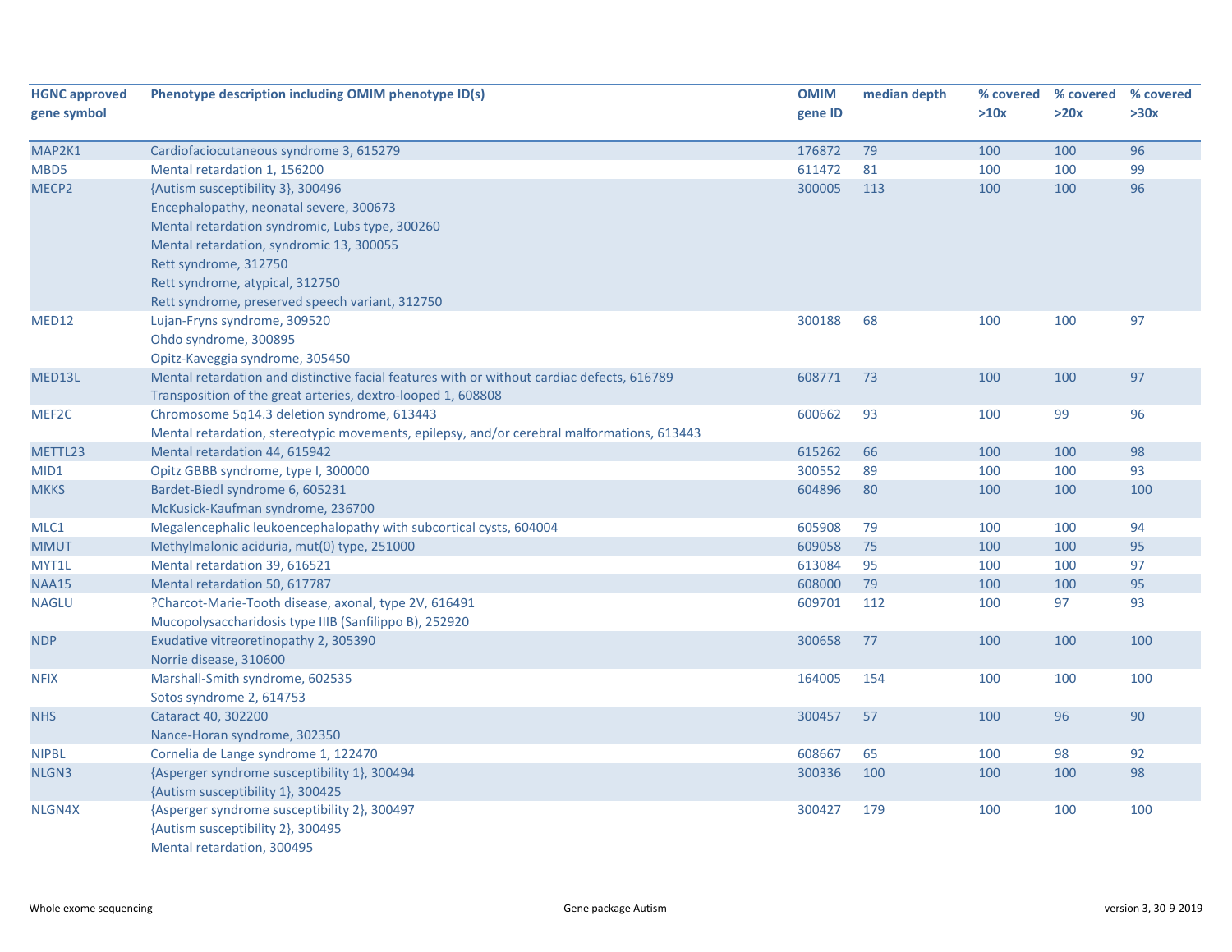| HGNC approved gene symbol | Phenotype description including OMIM phenotype ID(s) | OMIM gene ID | median depth | % covered >10x | % covered >20x | % covered >30x |
|---|---|---|---|---|---|---|
| MAP2K1 | Cardiofaciocutaneous syndrome 3, 615279 | 176872 | 79 | 100 | 100 | 96 |
| MBD5 | Mental retardation 1, 156200 | 611472 | 81 | 100 | 100 | 99 |
| MECP2 | {Autism susceptibility 3}, 300496<br>Encephalopathy, neonatal severe, 300673<br>Mental retardation syndromic, Lubs type, 300260<br>Mental retardation, syndromic 13, 300055<br>Rett syndrome, 312750<br>Rett syndrome, atypical, 312750<br>Rett syndrome, preserved speech variant, 312750 | 300005 | 113 | 100 | 100 | 96 |
| MED12 | Lujan-Fryns syndrome, 309520<br>Ohdo syndrome, 300895<br>Opitz-Kaveggia syndrome, 305450 | 300188 | 68 | 100 | 100 | 97 |
| MED13L | Mental retardation and distinctive facial features with or without cardiac defects, 616789<br>Transposition of the great arteries, dextro-looped 1, 608808 | 608771 | 73 | 100 | 100 | 97 |
| MEF2C | Chromosome 5q14.3 deletion syndrome, 613443<br>Mental retardation, stereotypic movements, epilepsy, and/or cerebral malformations, 613443 | 600662 | 93 | 100 | 99 | 96 |
| METTL23 | Mental retardation 44, 615942 | 615262 | 66 | 100 | 100 | 98 |
| MID1 | Opitz GBBB syndrome, type I, 300000 | 300552 | 89 | 100 | 100 | 93 |
| MKKS | Bardet-Biedl syndrome 6, 605231<br>McKusick-Kaufman syndrome, 236700 | 604896 | 80 | 100 | 100 | 100 |
| MLC1 | Megalencephalic leukoencephalopathy with subcortical cysts, 604004 | 605908 | 79 | 100 | 100 | 94 |
| MMUT | Methylmalonic aciduria, mut(0) type, 251000 | 609058 | 75 | 100 | 100 | 95 |
| MYT1L | Mental retardation 39, 616521 | 613084 | 95 | 100 | 100 | 97 |
| NAA15 | Mental retardation 50, 617787 | 608000 | 79 | 100 | 100 | 95 |
| NAGLU | ?Charcot-Marie-Tooth disease, axonal, type 2V, 616491<br>Mucopolysaccharidosis type IIIB (Sanfilippo B), 252920 | 609701 | 112 | 100 | 97 | 93 |
| NDP | Exudative vitreoretinopathy 2, 305390<br>Norrie disease, 310600 | 300658 | 77 | 100 | 100 | 100 |
| NFIX | Marshall-Smith syndrome, 602535<br>Sotos syndrome 2, 614753 | 164005 | 154 | 100 | 100 | 100 |
| NHS | Cataract 40, 302200<br>Nance-Horan syndrome, 302350 | 300457 | 57 | 100 | 96 | 90 |
| NIPBL | Cornelia de Lange syndrome 1, 122470 | 608667 | 65 | 100 | 98 | 92 |
| NLGN3 | {Asperger syndrome susceptibility 1}, 300494<br>{Autism susceptibility 1}, 300425 | 300336 | 100 | 100 | 100 | 98 |
| NLGN4X | {Asperger syndrome susceptibility 2}, 300497<br>{Autism susceptibility 2}, 300495<br>Mental retardation, 300495 | 300427 | 179 | 100 | 100 | 100 |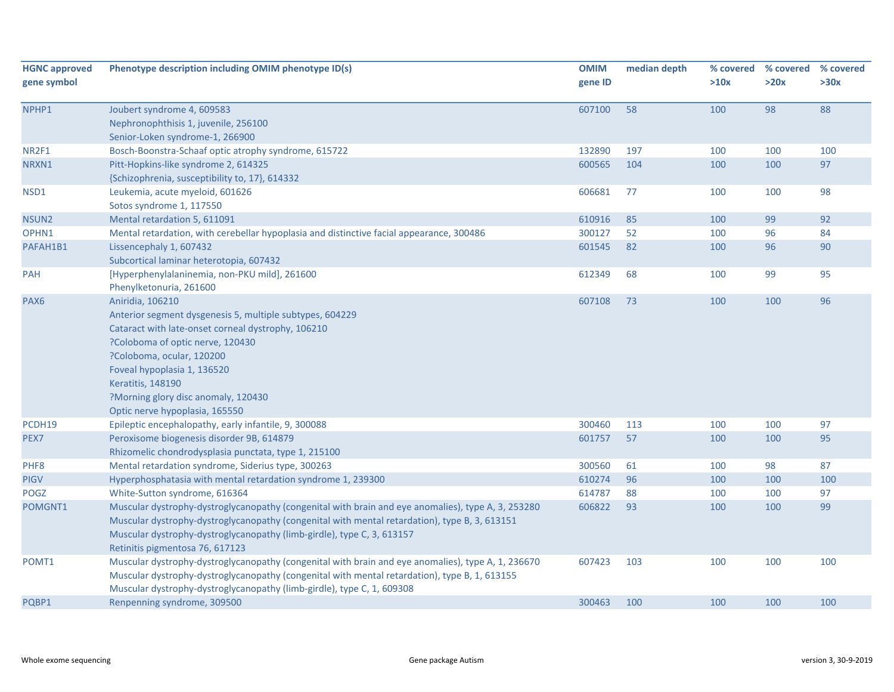| HGNC approved gene symbol | Phenotype description including OMIM phenotype ID(s) | OMIM gene ID | median depth | % covered >10x | % covered >20x | % covered >30x |
|---|---|---|---|---|---|---|
| NPHP1 | Joubert syndrome 4, 609583<br>Nephronophthisis 1, juvenile, 256100<br>Senior-Loken syndrome-1, 266900 | 607100 | 58 | 100 | 98 | 88 |
| NR2F1 | Bosch-Boonstra-Schaaf optic atrophy syndrome, 615722 | 132890 | 197 | 100 | 100 | 100 |
| NRXN1 | Pitt-Hopkins-like syndrome 2, 614325<br>{Schizophrenia, susceptibility to, 17}, 614332 | 600565 | 104 | 100 | 100 | 97 |
| NSD1 | Leukemia, acute myeloid, 601626<br>Sotos syndrome 1, 117550 | 606681 | 77 | 100 | 100 | 98 |
| NSUN2 | Mental retardation 5, 611091 | 610916 | 85 | 100 | 99 | 92 |
| OPHN1 | Mental retardation, with cerebellar hypoplasia and distinctive facial appearance, 300486 | 300127 | 52 | 100 | 96 | 84 |
| PAFAH1B1 | Lissencephaly 1, 607432<br>Subcortical laminar heterotopia, 607432 | 601545 | 82 | 100 | 96 | 90 |
| PAH | [Hyperphenylalaninemia, non-PKU mild], 261600<br>Phenylketonuria, 261600 | 612349 | 68 | 100 | 99 | 95 |
| PAX6 | Aniridia, 106210<br>Anterior segment dysgenesis 5, multiple subtypes, 604229<br>Cataract with late-onset corneal dystrophy, 106210<br>?Coloboma of optic nerve, 120430<br>?Coloboma, ocular, 120200<br>Foveal hypoplasia 1, 136520<br>Keratitis, 148190<br>?Morning glory disc anomaly, 120430<br>Optic nerve hypoplasia, 165550 | 607108 | 73 | 100 | 100 | 96 |
| PCDH19 | Epileptic encephalopathy, early infantile, 9, 300088 | 300460 | 113 | 100 | 100 | 97 |
| PEX7 | Peroxisome biogenesis disorder 9B, 614879<br>Rhizomelic chondrodysplasia punctata, type 1, 215100 | 601757 | 57 | 100 | 100 | 95 |
| PHF8 | Mental retardation syndrome, Siderius type, 300263 | 300560 | 61 | 100 | 98 | 87 |
| PIGV | Hyperphosphatasia with mental retardation syndrome 1, 239300 | 610274 | 96 | 100 | 100 | 100 |
| POGZ | White-Sutton syndrome, 616364 | 614787 | 88 | 100 | 100 | 97 |
| POMGNT1 | Muscular dystrophy-dystroglycanopathy (congenital with brain and eye anomalies), type A, 3, 253280<br>Muscular dystrophy-dystroglycanopathy (congenital with mental retardation), type B, 3, 613151<br>Muscular dystrophy-dystroglycanopathy (limb-girdle), type C, 3, 613157<br>Retinitis pigmentosa 76, 617123 | 606822 | 93 | 100 | 100 | 99 |
| POMT1 | Muscular dystrophy-dystroglycanopathy (congenital with brain and eye anomalies), type A, 1, 236670<br>Muscular dystrophy-dystroglycanopathy (congenital with mental retardation), type B, 1, 613155<br>Muscular dystrophy-dystroglycanopathy (limb-girdle), type C, 1, 609308 | 607423 | 103 | 100 | 100 | 100 |
| PQBP1 | Renpenning syndrome, 309500 | 300463 | 100 | 100 | 100 | 100 |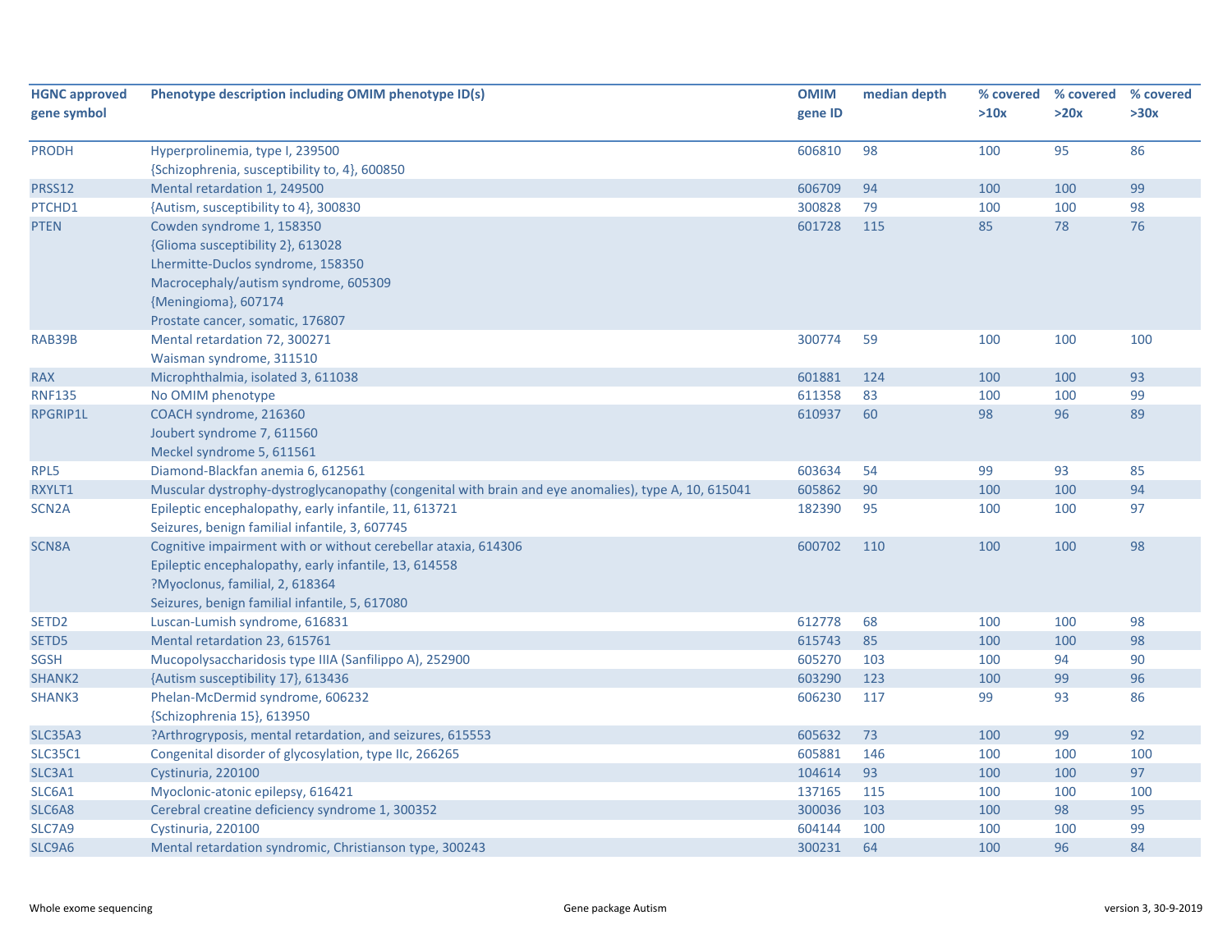| HGNC approved gene symbol | Phenotype description including OMIM phenotype ID(s) | OMIM gene ID | median depth | % covered >10x | % covered >20x | % covered >30x |
|---|---|---|---|---|---|---|
| PRODH | Hyperprolinemia, type I, 239500<br>{Schizophrenia, susceptibility to, 4}, 600850 | 606810 | 98 | 100 | 95 | 86 |
| PRSS12 | Mental retardation 1, 249500 | 606709 | 94 | 100 | 100 | 99 |
| PTCHD1 | {Autism, susceptibility to 4}, 300830 | 300828 | 79 | 100 | 100 | 98 |
| PTEN | Cowden syndrome 1, 158350<br>{Glioma susceptibility 2}, 613028<br>Lhermitte-Duclos syndrome, 158350<br>Macrocephaly/autism syndrome, 605309<br>{Meningioma}, 607174<br>Prostate cancer, somatic, 176807 | 601728 | 115 | 85 | 78 | 76 |
| RAB39B | Mental retardation 72, 300271<br>Waisman syndrome, 311510 | 300774 | 59 | 100 | 100 | 100 |
| RAX | Microphthalmia, isolated 3, 611038 | 601881 | 124 | 100 | 100 | 93 |
| RNF135 | No OMIM phenotype | 611358 | 83 | 100 | 100 | 99 |
| RPGRIP1L | COACH syndrome, 216360<br>Joubert syndrome 7, 611560<br>Meckel syndrome 5, 611561 | 610937 | 60 | 98 | 96 | 89 |
| RPL5 | Diamond-Blackfan anemia 6, 612561 | 603634 | 54 | 99 | 93 | 85 |
| RXYLT1 | Muscular dystrophy-dystroglycanopathy (congenital with brain and eye anomalies), type A, 10, 615041 | 605862 | 90 | 100 | 100 | 94 |
| SCN2A | Epileptic encephalopathy, early infantile, 11, 613721<br>Seizures, benign familial infantile, 3, 607745 | 182390 | 95 | 100 | 100 | 97 |
| SCN8A | Cognitive impairment with or without cerebellar ataxia, 614306<br>Epileptic encephalopathy, early infantile, 13, 614558<br>?Myoclonus, familial, 2, 618364<br>Seizures, benign familial infantile, 5, 617080 | 600702 | 110 | 100 | 100 | 98 |
| SETD2 | Luscan-Lumish syndrome, 616831 | 612778 | 68 | 100 | 100 | 98 |
| SETD5 | Mental retardation 23, 615761 | 615743 | 85 | 100 | 100 | 98 |
| SGSH | Mucopolysaccharidosis type IIIA (Sanfilippo A), 252900 | 605270 | 103 | 100 | 94 | 90 |
| SHANK2 | {Autism susceptibility 17}, 613436 | 603290 | 123 | 100 | 99 | 96 |
| SHANK3 | Phelan-McDermid syndrome, 606232<br>{Schizophrenia 15}, 613950 | 606230 | 117 | 99 | 93 | 86 |
| SLC35A3 | ?Arthrogryposis, mental retardation, and seizures, 615553 | 605632 | 73 | 100 | 99 | 92 |
| SLC35C1 | Congenital disorder of glycosylation, type IIc, 266265 | 605881 | 146 | 100 | 100 | 100 |
| SLC3A1 | Cystinuria, 220100 | 104614 | 93 | 100 | 100 | 97 |
| SLC6A1 | Myoclonic-atonic epilepsy, 616421 | 137165 | 115 | 100 | 100 | 100 |
| SLC6A8 | Cerebral creatine deficiency syndrome 1, 300352 | 300036 | 103 | 100 | 98 | 95 |
| SLC7A9 | Cystinuria, 220100 | 604144 | 100 | 100 | 100 | 99 |
| SLC9A6 | Mental retardation syndromic, Christianson type, 300243 | 300231 | 64 | 100 | 96 | 84 |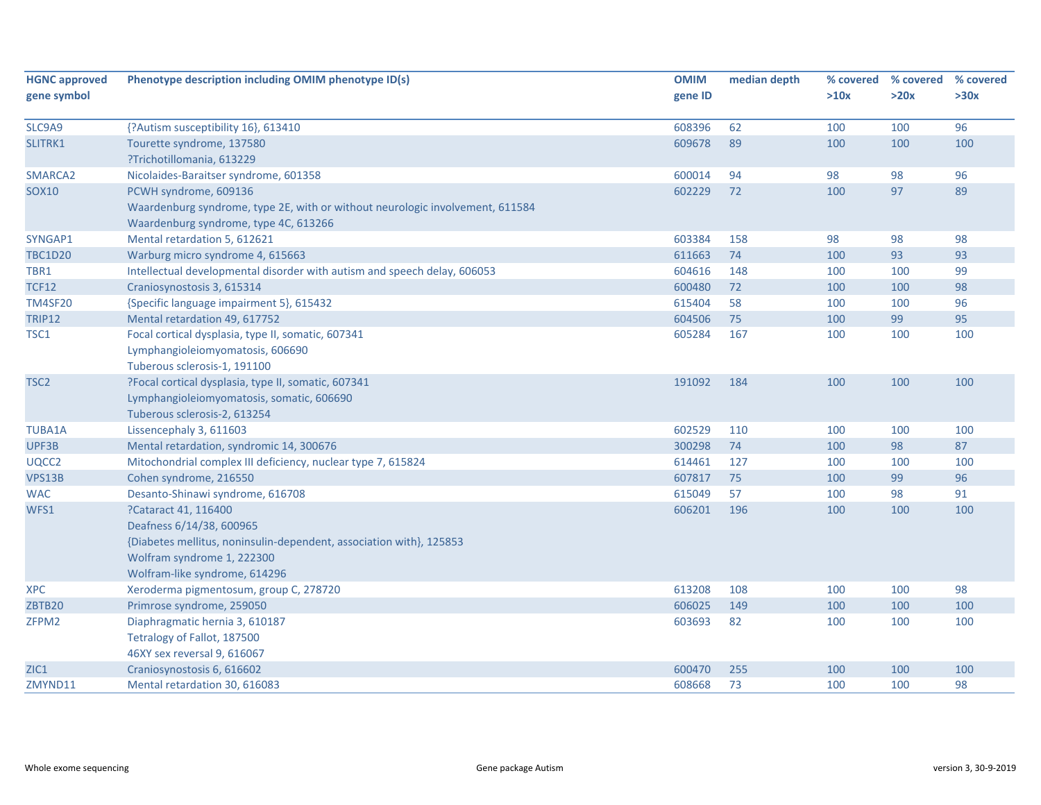| HGNC approved gene symbol | Phenotype description including OMIM phenotype ID(s) | OMIM gene ID | median depth | % covered >10x | % covered >20x | % covered >30x |
|---|---|---|---|---|---|---|
| SLC9A9 | {?Autism susceptibility 16}, 613410 | 608396 | 62 | 100 | 100 | 96 |
| SLITRK1 | Tourette syndrome, 137580<br>?Trichotillomania, 613229 | 609678 | 89 | 100 | 100 | 100 |
| SMARCA2 | Nicolaides-Baraitser syndrome, 601358 | 600014 | 94 | 98 | 98 | 96 |
| SOX10 | PCWH syndrome, 609136<br>Waardenburg syndrome, type 2E, with or without neurologic involvement, 611584<br>Waardenburg syndrome, type 4C, 613266 | 602229 | 72 | 100 | 97 | 89 |
| SYNGAP1 | Mental retardation 5, 612621 | 603384 | 158 | 98 | 98 | 98 |
| TBC1D20 | Warburg micro syndrome 4, 615663 | 611663 | 74 | 100 | 93 | 93 |
| TBR1 | Intellectual developmental disorder with autism and speech delay, 606053 | 604616 | 148 | 100 | 100 | 99 |
| TCF12 | Craniosynostosis 3, 615314 | 600480 | 72 | 100 | 100 | 98 |
| TM4SF20 | {Specific language impairment 5}, 615432 | 615404 | 58 | 100 | 100 | 96 |
| TRIP12 | Mental retardation 49, 617752 | 604506 | 75 | 100 | 99 | 95 |
| TSC1 | Focal cortical dysplasia, type II, somatic, 607341<br>Lymphangioleiomyomatosis, 606690<br>Tuberous sclerosis-1, 191100 | 605284 | 167 | 100 | 100 | 100 |
| TSC2 | ?Focal cortical dysplasia, type II, somatic, 607341<br>Lymphangioleiomyomatosis, somatic, 606690<br>Tuberous sclerosis-2, 613254 | 191092 | 184 | 100 | 100 | 100 |
| TUBA1A | Lissencephaly 3, 611603 | 602529 | 110 | 100 | 100 | 100 |
| UPF3B | Mental retardation, syndromic 14, 300676 | 300298 | 74 | 100 | 98 | 87 |
| UQCC2 | Mitochondrial complex III deficiency, nuclear type 7, 615824 | 614461 | 127 | 100 | 100 | 100 |
| VPS13B | Cohen syndrome, 216550 | 607817 | 75 | 100 | 99 | 96 |
| WAC | Desanto-Shinawi syndrome, 616708 | 615049 | 57 | 100 | 98 | 91 |
| WFS1 | ?Cataract 41, 116400<br>Deafness 6/14/38, 600965<br>{Diabetes mellitus, noninsulin-dependent, association with}, 125853<br>Wolfram syndrome 1, 222300<br>Wolfram-like syndrome, 614296 | 606201 | 196 | 100 | 100 | 100 |
| XPC | Xeroderma pigmentosum, group C, 278720 | 613208 | 108 | 100 | 100 | 98 |
| ZBTB20 | Primrose syndrome, 259050 | 606025 | 149 | 100 | 100 | 100 |
| ZFPM2 | Diaphragmatic hernia 3, 610187<br>Tetralogy of Fallot, 187500<br>46XY sex reversal 9, 616067 | 603693 | 82 | 100 | 100 | 100 |
| ZIC1 | Craniosynostosis 6, 616602 | 600470 | 255 | 100 | 100 | 100 |
| ZMYND11 | Mental retardation 30, 616083 | 608668 | 73 | 100 | 100 | 98 |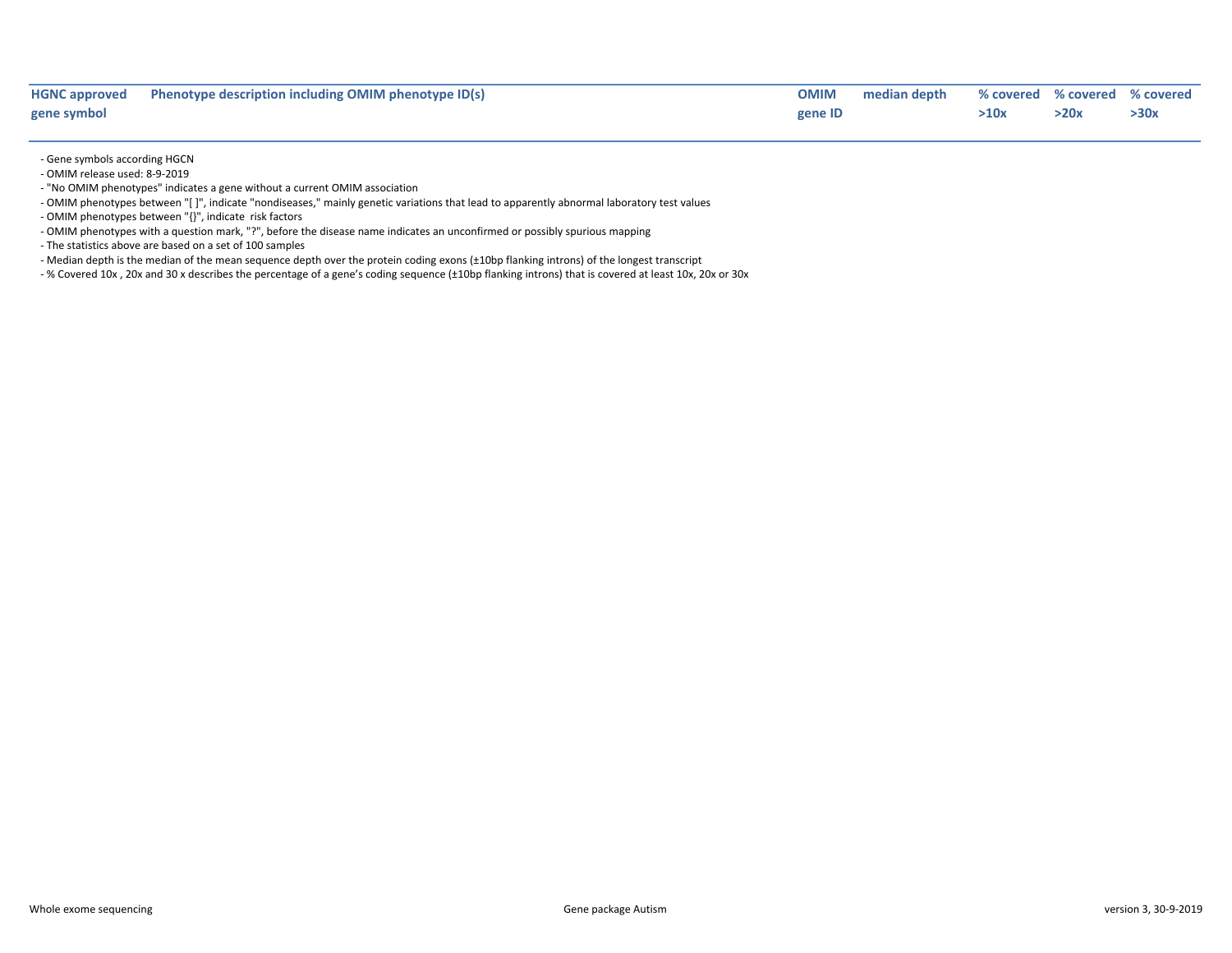| HGNC approved gene symbol | Phenotype description including OMIM phenotype ID(s) | OMIM gene ID | median depth | % covered >10x | % covered >20x | % covered >30x |
|---|---|---|---|---|---|---|

- Gene symbols according HGCN
- OMIM release used: 8-9-2019
- "No OMIM phenotypes" indicates a gene without a current OMIM association
- OMIM phenotypes between "[ ]", indicate "nondiseases," mainly genetic variations that lead to apparently abnormal laboratory test values
- OMIM phenotypes between "{}", indicate risk factors
- OMIM phenotypes with a question mark, "?", before the disease name indicates an unconfirmed or possibly spurious mapping
- The statistics above are based on a set of 100 samples
- Median depth is the median of the mean sequence depth over the protein coding exons (±10bp flanking introns) of the longest transcript
- % Covered 10x , 20x and 30 x describes the percentage of a gene's coding sequence (±10bp flanking introns) that is covered at least 10x, 20x or 30x